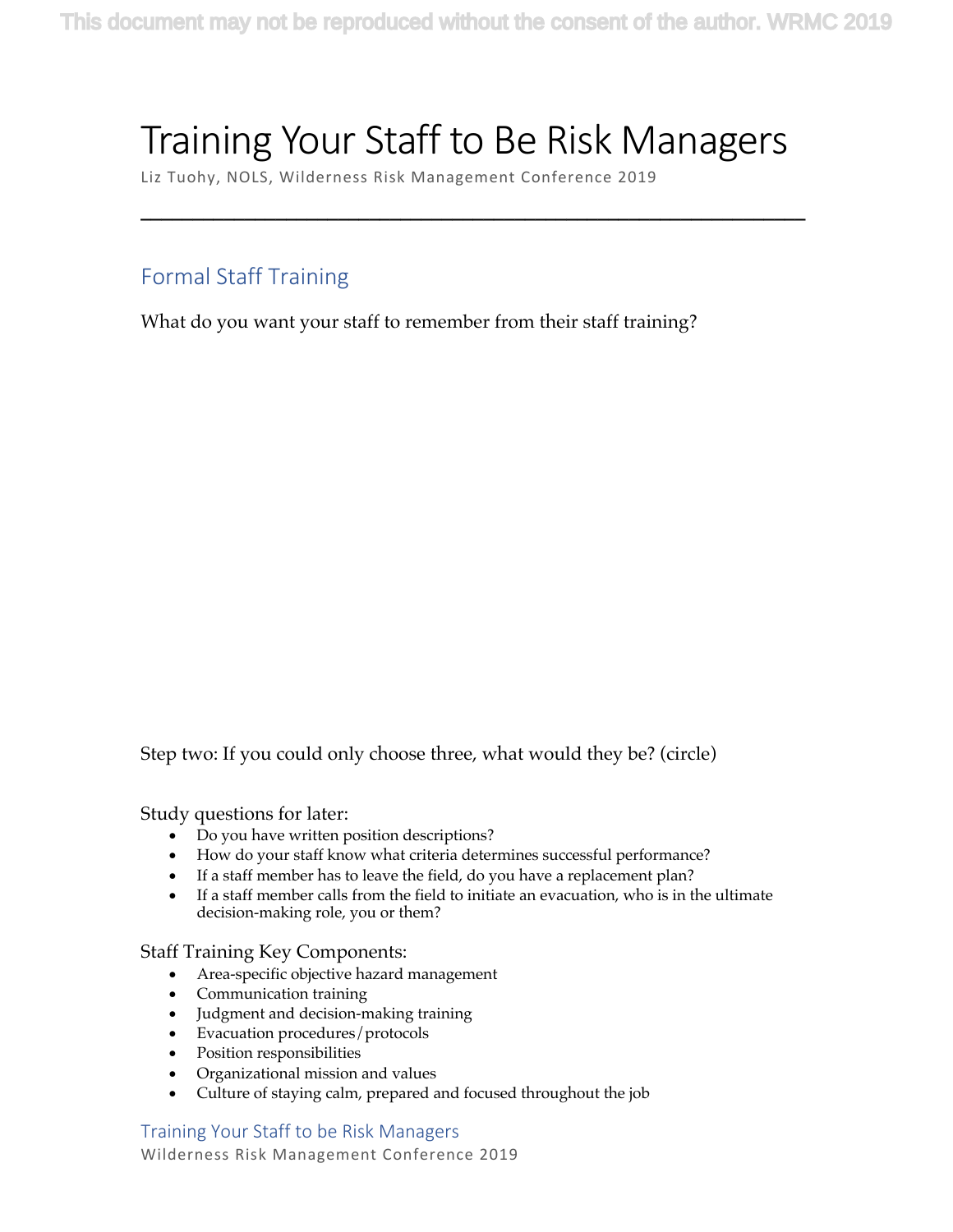# Training Your Staff to Be Risk Managers

Liz Tuohy, NOLS, Wilderness Risk Management Conference 2019

---

## Formal Staff Training

What do you want your staff to remember from their staff training?

Step two: If you could only choose three, what would they be? (circle)

Study questions for later:

- Do you have written position descriptions?
- How do your staff know what criteria determines successful performance?
- If a staff member has to leave the field, do you have a replacement plan?
- If a staff member calls from the field to initiate an evacuation, who is in the ultimate decision-making role, you or them?

Staff Training Key Components:

- Area-specific objective hazard management
- Communication training
- Judgment and decision-making training
- Evacuation procedures/protocols
- Position responsibilities
- Organizational mission and values
- Culture of staying calm, prepared and focused throughout the job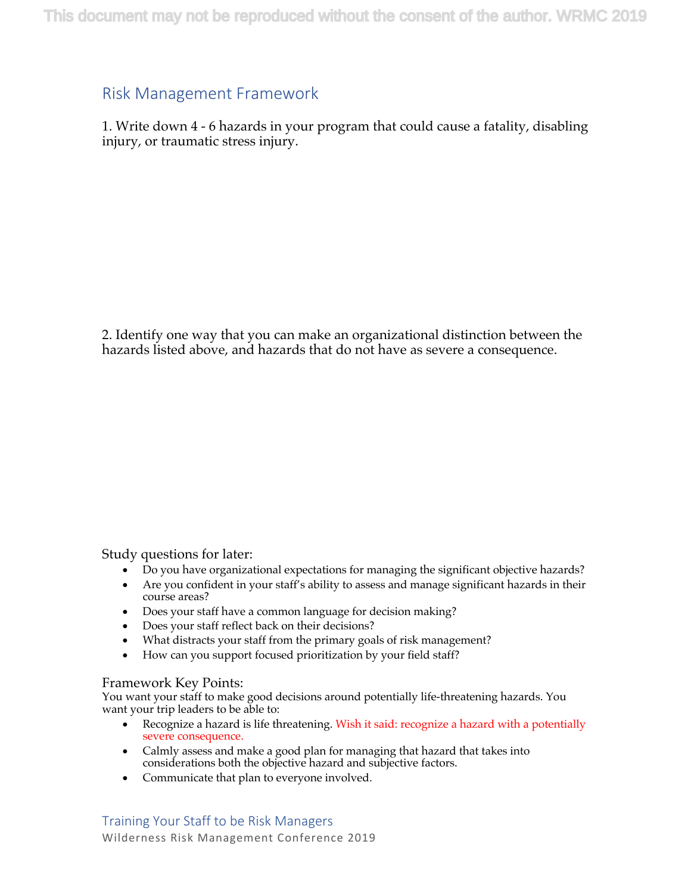## Risk Management Framework

1. Write down 4 - 6 hazards in your program that could cause a fatality, disabling injury, or traumatic stress injury.

2. Identify one way that you can make an organizational distinction between the hazards listed above, and hazards that do not have as severe a consequence.

Study questions for later:

- Do you have organizational expectations for managing the significant objective hazards?
- Are you confident in your staff's ability to assess and manage significant hazards in their course areas?
- Does your staff have a common language for decision making?
- Does your staff reflect back on their decisions?
- What distracts your staff from the primary goals of risk management?
- How can you support focused prioritization by your field staff?

Framework Key Points:

You want your staff to make good decisions around potentially life-threatening hazards. You want your trip leaders to be able to:

- Recognize a hazard is life threatening. Wish it said: recognize a hazard with a potentially severe consequence.
- Calmly assess and make a good plan for managing that hazard that takes into considerations both the objective hazard and subjective factors.
- Communicate that plan to everyone involved.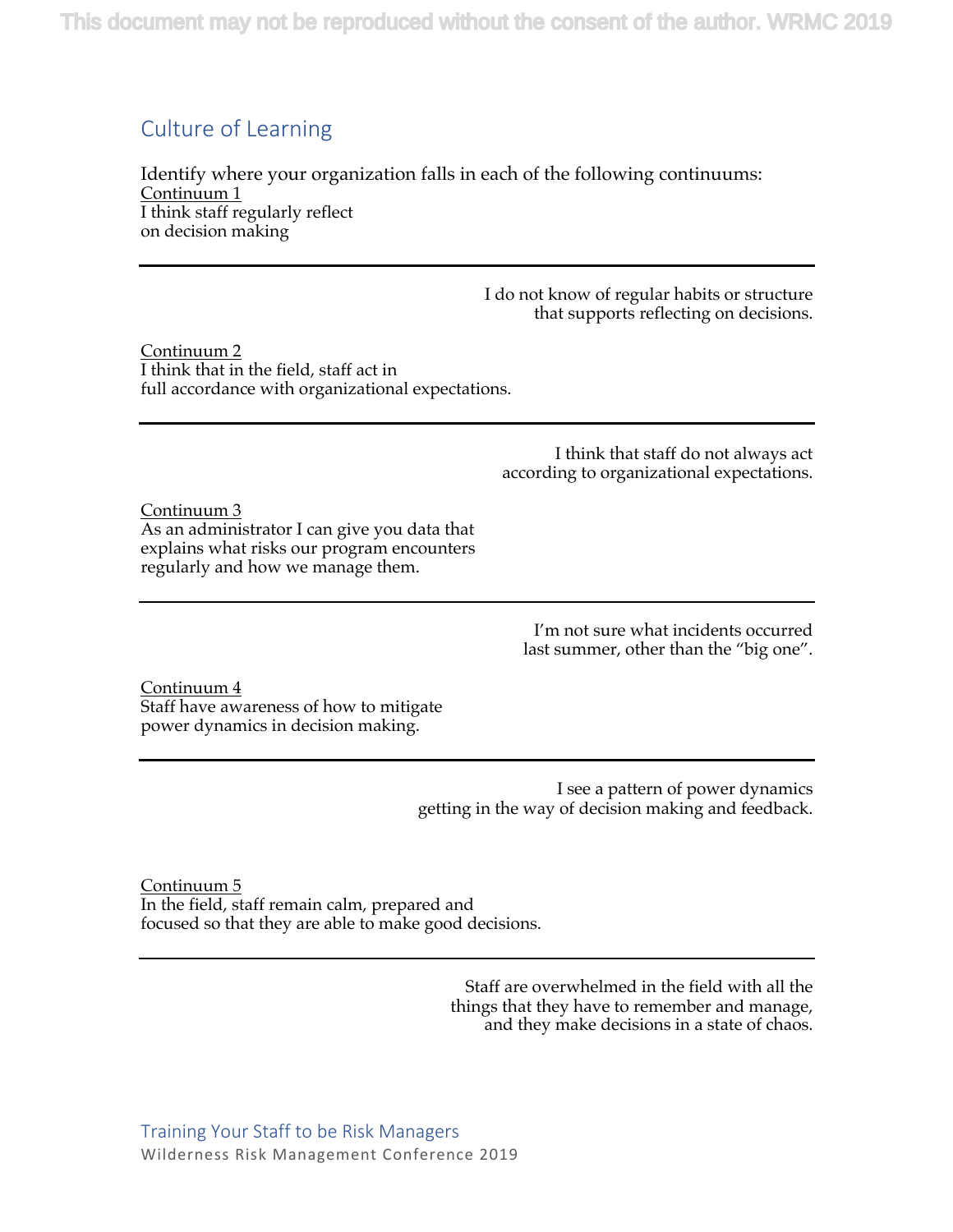## Culture of Learning

Identify where your organization falls in each of the following continuums:

Continuum 1

I think staff regularly reflect on decision making

---

I do not know of regular habits or structure that supports reflecting on decisions.

Continuum 2

I think that in the field, staff act in full accordance with organizational expectations.

---

I think that staff do not always act according to organizational expectations.

Continuum 3

As an administrator I can give you data that explains what risks our program encounters regularly and how we manage them.

---

I'm not sure what incidents occurred last summer, other than the "big one".

Continuum 4

Staff have awareness of how to mitigate power dynamics in decision making.

---

I see a pattern of power dynamics getting in the way of decision making and feedback.

Continuum 5

In the field, staff remain calm, prepared and focused so that they are able to make good decisions.

---

Staff are overwhelmed in the field with all the things that they have to remember and manage, and they make decisions in a state of chaos.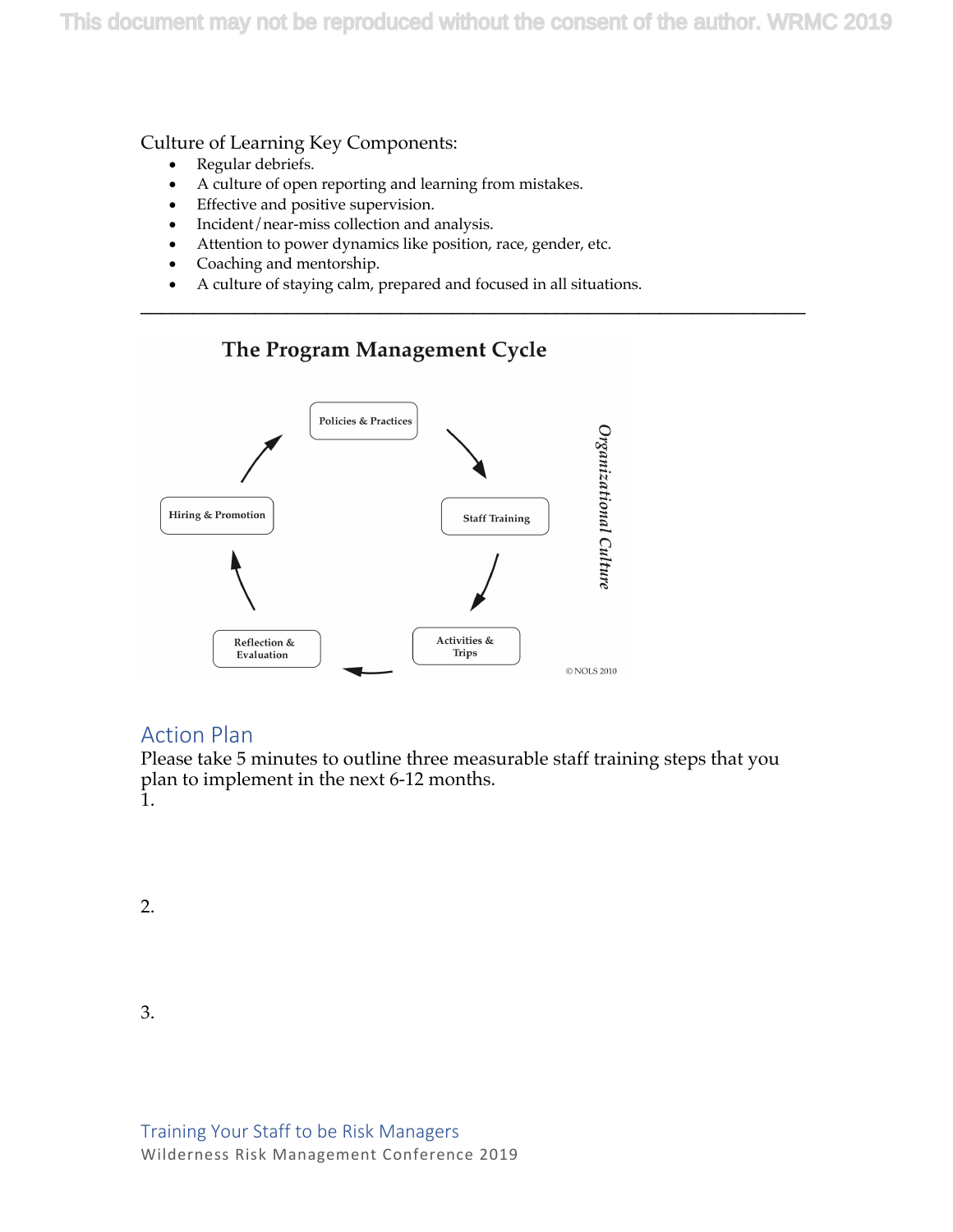Culture of Learning Key Components:

- Regular debriefs.
- A culture of open reporting and learning from mistakes.
- Effective and positive supervision.
- Incident/near-miss collection and analysis.
- Attention to power dynamics like position, race, gender, etc.
- Coaching and mentorship.
- A culture of staying calm, prepared and focused in all situations.

---

The Program Management Cycle

Policies & Practices

Staff Training

Activities & Trips

Reflection & Evaluation

Hiring & Promotion

Organizational Culture

© NOLS 2010

## Action Plan

Please take 5 minutes to outline three measurable staff training steps that you plan to implement in the next 6-12 months.

1.

2.

3.